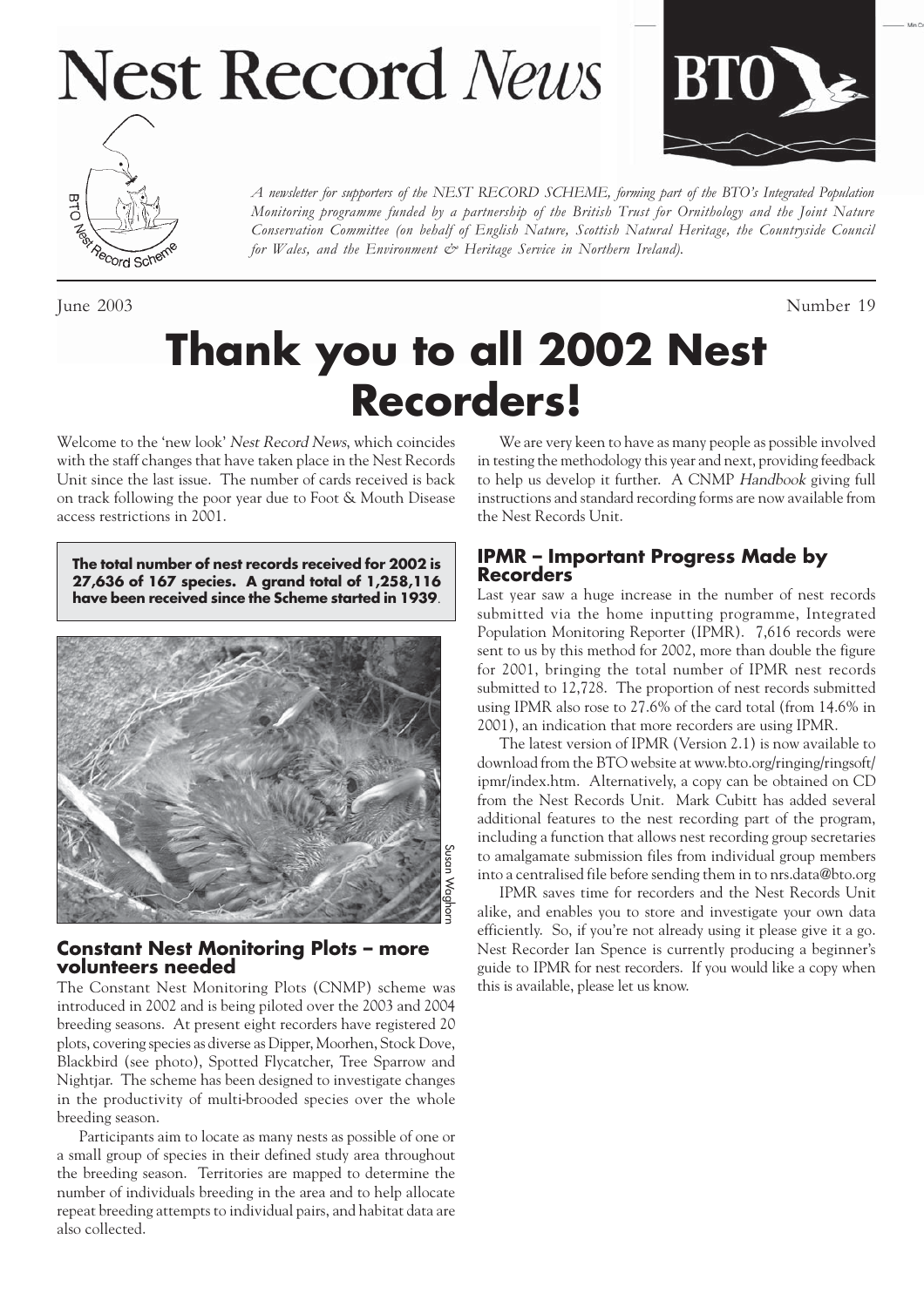# Nest Record *News*

*A newsletter for supporters of the NEST RECORD SCHEME, forming part of the BTO's Integrated Population Monitoring programme funded by a partnership of the British Trust for Ornithology and the Joint Nature Conservation Committee (on behalf of English Nature, Scottish Natural Heritage, the Countryside Council for Wales, and the Environment & Heritage Service in Northern Ireland).*

June 2003 Number 19

# Thank you to all 2002 Nest Recorders!

Welcome to the 'new look' *Nest Record News*, which coincides with the staff changes that have taken place in the Nest Records Unit since the last issue. The number of cards received is back on track following the poor year due to Foot & Mouth Disease access restrictions in 2001.

**The total number of nest records received for 2002 is 27,636 of 167 species. A grand total of 1,258,116 have been received since the Scheme started in 1939**.

Susan Waghorn

## Constant Nest Monitoring Plots – more volunteers needed

The Constant Nest Monitoring Plots (CNMP) scheme was introduced in 2002 and is being piloted over the 2003 and 2004 breeding seasons. At present eight recorders have registered 20 plots, covering species as diverse as Dipper, Moorhen, Stock Dove, Blackbird (see photo), Spotted Flycatcher, Tree Sparrow and Nightjar. The scheme has been designed to investigate changes in the productivity of multi-brooded species over the whole breeding season.

Participants aim to locate as many nests as possible of one or a small group of species in their defined study area throughout the breeding season. Territories are mapped to determine the number of individuals breeding in the area and to help allocate repeat breeding attempts to individual pairs, and habitat data are also collected.

We are very keen to have as many people as possible involved in testing the methodology this year and next, providing feedback to help us develop it further. A CNMP *Handbook* giving full instructions and standard recording forms are now available from the Nest Records Unit.

## IPMR – Important Progress Made by Recorders

Last year saw a huge increase in the number of nest records submitted via the home inputting programme, Integrated Population Monitoring Reporter (IPMR). 7,616 records were sent to us by this method for 2002, more than double the figure for 2001, bringing the total number of IPMR nest records submitted to 12,728. The proportion of nest records submitted using IPMR also rose to 27.6% of the card total (from 14.6% in 2001), an indication that more recorders are using IPMR.

The latest version of IPMR (Version 2.1) is now available to download from the BTO website at www.bto.org/ringing/ringsoft/ipmr/index.htm. Alternatively, a copy can be obtained on CD from the Nest Records Unit. Mark Cubitt has added several additional features to the nest recording part of the program, including a function that allows nest recording group secretaries to amalgamate submission files from individual group members into a centralised file before sending them in to nrs.data@bto.org

IPMR saves time for recorders and the Nest Records Unit alike, and enables you to store and investigate your own data efficiently. So, if you're not already using it please give it a go. Nest Recorder Ian Spence is currently producing a beginner's guide to IPMR for nest recorders. If you would like a copy when this is available, please let us know.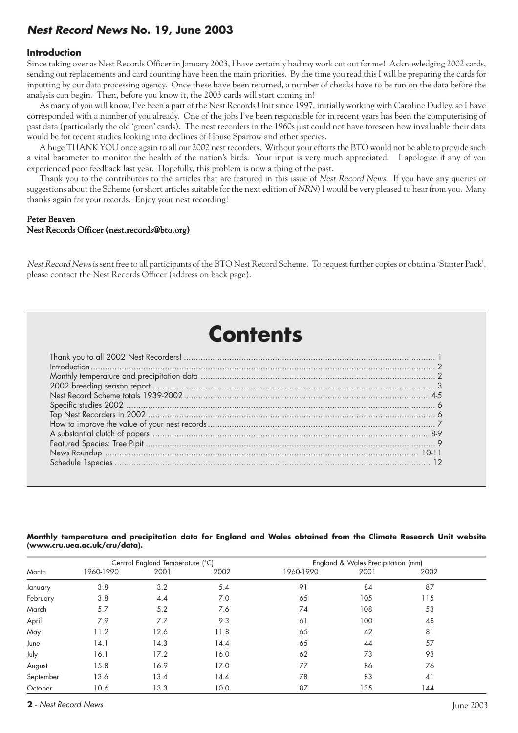## *Nest Record News* No. 19, June 2003

### Introduction

Since taking over as Nest Records Officer in January 2003, I have certainly had my work cut out for me! Acknowledging 2002 cards, sending out replacements and card counting have been the main priorities. By the time you read this I will be preparing the cards for inputting by our data processing agency. Once these have been returned, a number of checks have to be run on the data before the analysis can begin. Then, before you know it, the 2003 cards will start coming in!

As many of you will know, I've been a part of the Nest Records Unit since 1997, initially working with Caroline Dudley, so I have corresponded with a number of you already. One of the jobs I've been responsible for in recent years has been the computerising of past data (particularly the old 'green' cards). The nest recorders in the 1960s just could not have foreseen how invaluable their data would be for recent studies looking into declines of House Sparrow and other species.

A huge THANK YOU once again to all our 2002 nest recorders. Without your efforts the BTO would not be able to provide such a vital barometer to monitor the health of the nation's birds. Your input is very much appreciated. I apologise if any of you experienced poor feedback last year. Hopefully, this problem is now a thing of the past.

Thank you to the contributors to the articles that are featured in this issue of *Nest Record News*. If you have any queries or suggestions about the Scheme (or short articles suitable for the next edition of *NRN*) I would be very pleased to hear from you. Many thanks again for your records. Enjoy your nest recording!

**Peter Beaven**
**Nest Records Officer (nest.records@bto.org)**

*Nest Record News* is sent free to all participants of the BTO Nest Record Scheme. To request further copies or obtain a 'Starter Pack', please contact the Nest Records Officer (address on back page).

# Contents

| | |
|---|---|
| Thank you to all 2002 Nest Recorders! | 1 |
| Introduction | 2 |
| Monthly temperature and precipitation data | 2 |
| 2002 breeding season report | 3 |
| Nest Record Scheme totals 1939-2002 | 4-5 |
| Specific studies 2002 | 6 |
| Top Nest Recorders in 2002 | 6 |
| How to improve the value of your nest records | 7 |
| A substantial clutch of papers | 8-9 |
| Featured Species: Tree Pipit | 9 |
| News Roundup | 10-11 |
| Schedule 1species | 12 |

**Monthly temperature and precipitation data for England and Wales obtained from the Climate Research Unit website (www.cru.uea.ac.uk/cru/data).**

| | Central England Temperature (°C) | | | England & Wales Precipitation (mm) | | |
|---|---|---|---|---|---|---|
| Month | 1960-1990 | 2001 | 2002 | 1960-1990 | 2001 | 2002 |
| January | 3.8 | 3.2 | 5.4 | 91 | 84 | 87 |
| February | 3.8 | 4.4 | 7.0 | 65 | 105 | 115 |
| March | 5.7 | 5.2 | 7.6 | 74 | 108 | 53 |
| April | 7.9 | 7.7 | 9.3 | 61 | 100 | 48 |
| May | 11.2 | 12.6 | 11.8 | 65 | 42 | 81 |
| June | 14.1 | 14.3 | 14.4 | 65 | 44 | 57 |
| July | 16.1 | 17.2 | 16.0 | 62 | 73 | 93 |
| August | 15.8 | 16.9 | 17.0 | 77 | 86 | 76 |
| September | 13.6 | 13.4 | 14.4 | 78 | 83 | 41 |
| October | 10.6 | 13.3 | 10.0 | 87 | 135 | 144 |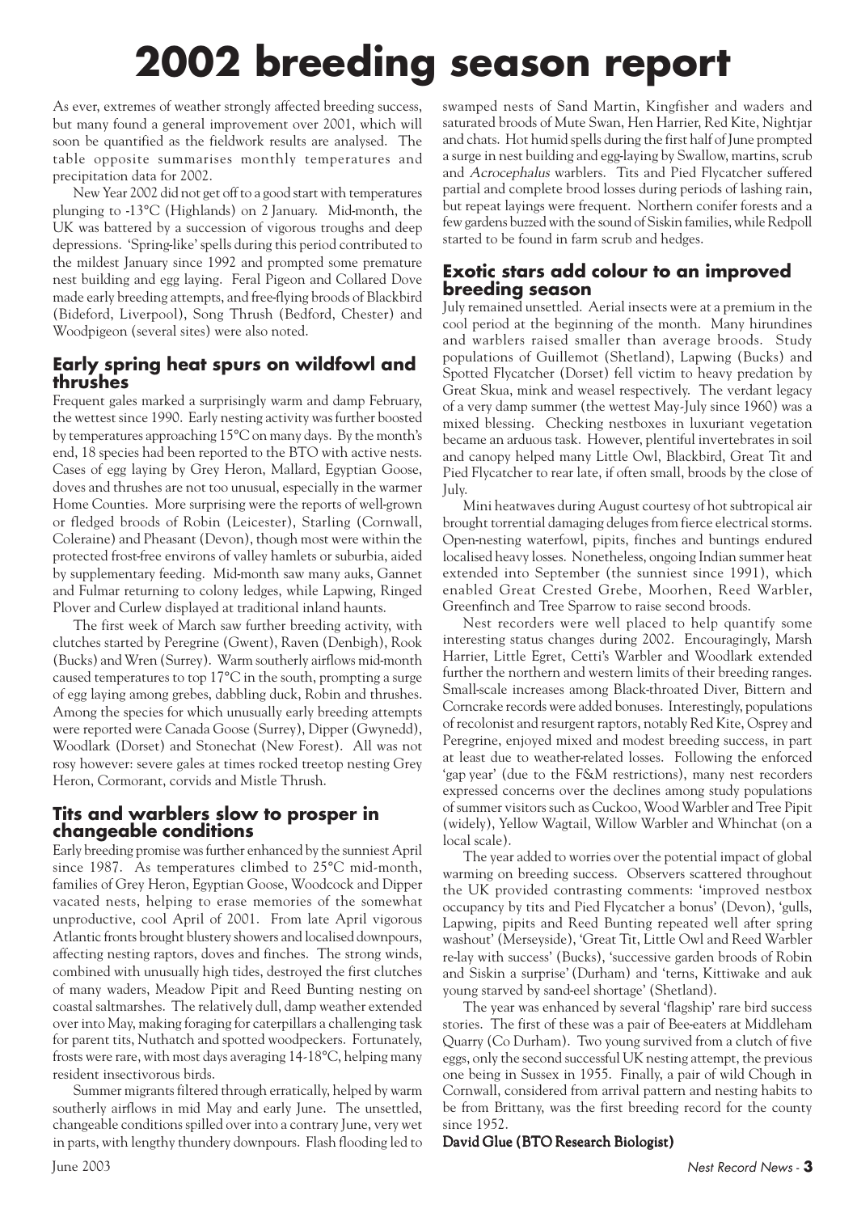# 2002 breeding season report

As ever, extremes of weather strongly affected breeding success, but many found a general improvement over 2001, which will soon be quantified as the fieldwork results are analysed. The table opposite summarises monthly temperatures and precipitation data for 2002.

New Year 2002 did not get off to a good start with temperatures plunging to -13°C (Highlands) on 2 January. Mid-month, the UK was battered by a succession of vigorous troughs and deep depressions. 'Spring-like' spells during this period contributed to the mildest January since 1992 and prompted some premature nest building and egg laying. Feral Pigeon and Collared Dove made early breeding attempts, and free-flying broods of Blackbird (Bideford, Liverpool), Song Thrush (Bedford, Chester) and Woodpigeon (several sites) were also noted.

## Early spring heat spurs on wildfowl and thrushes

Frequent gales marked a surprisingly warm and damp February, the wettest since 1990. Early nesting activity was further boosted by temperatures approaching 15°C on many days. By the month's end, 18 species had been reported to the BTO with active nests. Cases of egg laying by Grey Heron, Mallard, Egyptian Goose, doves and thrushes are not too unusual, especially in the warmer Home Counties. More surprising were the reports of well-grown or fledged broods of Robin (Leicester), Starling (Cornwall, Coleraine) and Pheasant (Devon), though most were within the protected frost-free environs of valley hamlets or suburbia, aided by supplementary feeding. Mid-month saw many auks, Gannet and Fulmar returning to colony ledges, while Lapwing, Ringed Plover and Curlew displayed at traditional inland haunts.

The first week of March saw further breeding activity, with clutches started by Peregrine (Gwent), Raven (Denbigh), Rook (Bucks) and Wren (Surrey). Warm southerly airflows mid-month caused temperatures to top 17°C in the south, prompting a surge of egg laying among grebes, dabbling duck, Robin and thrushes. Among the species for which unusually early breeding attempts were reported were Canada Goose (Surrey), Dipper (Gwynedd), Woodlark (Dorset) and Stonechat (New Forest). All was not rosy however: severe gales at times rocked treetop nesting Grey Heron, Cormorant, corvids and Mistle Thrush.

## Tits and warblers slow to prosper in changeable conditions

Early breeding promise was further enhanced by the sunniest April since 1987. As temperatures climbed to 25°C mid-month, families of Grey Heron, Egyptian Goose, Woodcock and Dipper vacated nests, helping to erase memories of the somewhat unproductive, cool April of 2001. From late April vigorous Atlantic fronts brought blustery showers and localised downpours, affecting nesting raptors, doves and finches. The strong winds, combined with unusually high tides, destroyed the first clutches of many waders, Meadow Pipit and Reed Bunting nesting on coastal saltmarshes. The relatively dull, damp weather extended over into May, making foraging for caterpillars a challenging task for parent tits, Nuthatch and spotted woodpeckers. Fortunately, frosts were rare, with most days averaging 14-18°C, helping many resident insectivorous birds.

Summer migrants filtered through erratically, helped by warm southerly airflows in mid May and early June. The unsettled, changeable conditions spilled over into a contrary June, very wet in parts, with lengthy thundery downpours. Flash flooding led to swamped nests of Sand Martin, Kingfisher and waders and saturated broods of Mute Swan, Hen Harrier, Red Kite, Nightjar and chats. Hot humid spells during the first half of June prompted a surge in nest building and egg-laying by Swallow, martins, scrub and *Acrocephalus* warblers. Tits and Pied Flycatcher suffered partial and complete brood losses during periods of lashing rain, but repeat layings were frequent. Northern conifer forests and a few gardens buzzed with the sound of Siskin families, while Redpoll started to be found in farm scrub and hedges.

## Exotic stars add colour to an improved breeding season

July remained unsettled. Aerial insects were at a premium in the cool period at the beginning of the month. Many hirundines and warblers raised smaller than average broods. Study populations of Guillemot (Shetland), Lapwing (Bucks) and Spotted Flycatcher (Dorset) fell victim to heavy predation by Great Skua, mink and weasel respectively. The verdant legacy of a very damp summer (the wettest May-July since 1960) was a mixed blessing. Checking nestboxes in luxuriant vegetation became an arduous task. However, plentiful invertebrates in soil and canopy helped many Little Owl, Blackbird, Great Tit and Pied Flycatcher to rear late, if often small, broods by the close of July.

Mini heatwaves during August courtesy of hot subtropical air brought torrential damaging deluges from fierce electrical storms. Open-nesting waterfowl, pipits, finches and buntings endured localised heavy losses. Nonetheless, ongoing Indian summer heat extended into September (the sunniest since 1991), which enabled Great Crested Grebe, Moorhen, Reed Warbler, Greenfinch and Tree Sparrow to raise second broods.

Nest recorders were well placed to help quantify some interesting status changes during 2002. Encouragingly, Marsh Harrier, Little Egret, Cetti's Warbler and Woodlark extended further the northern and western limits of their breeding ranges. Small-scale increases among Black-throated Diver, Bittern and Corncrake records were added bonuses. Interestingly, populations of recolonist and resurgent raptors, notably Red Kite, Osprey and Peregrine, enjoyed mixed and modest breeding success, in part at least due to weather-related losses. Following the enforced 'gap year' (due to the F&M restrictions), many nest recorders expressed concerns over the declines among study populations of summer visitors such as Cuckoo, Wood Warbler and Tree Pipit (widely), Yellow Wagtail, Willow Warbler and Whinchat (on a local scale).

The year added to worries over the potential impact of global warming on breeding success. Observers scattered throughout the UK provided contrasting comments: 'improved nestbox occupancy by tits and Pied Flycatcher a bonus' (Devon), 'gulls, Lapwing, pipits and Reed Bunting repeated well after spring washout' (Merseyside), 'Great Tit, Little Owl and Reed Warbler re-lay with success' (Bucks), 'successive garden broods of Robin and Siskin a surprise' (Durham) and 'terns, Kittiwake and auk young starved by sand-eel shortage' (Shetland).

The year was enhanced by several 'flagship' rare bird success stories. The first of these was a pair of Bee-eaters at Middleham Quarry (Co Durham). Two young survived from a clutch of five eggs, only the second successful UK nesting attempt, the previous one being in Sussex in 1955. Finally, a pair of wild Chough in Cornwall, considered from arrival pattern and nesting habits to be from Brittany, was the first breeding record for the county since 1952.

**David Glue (BTO Research Biologist)**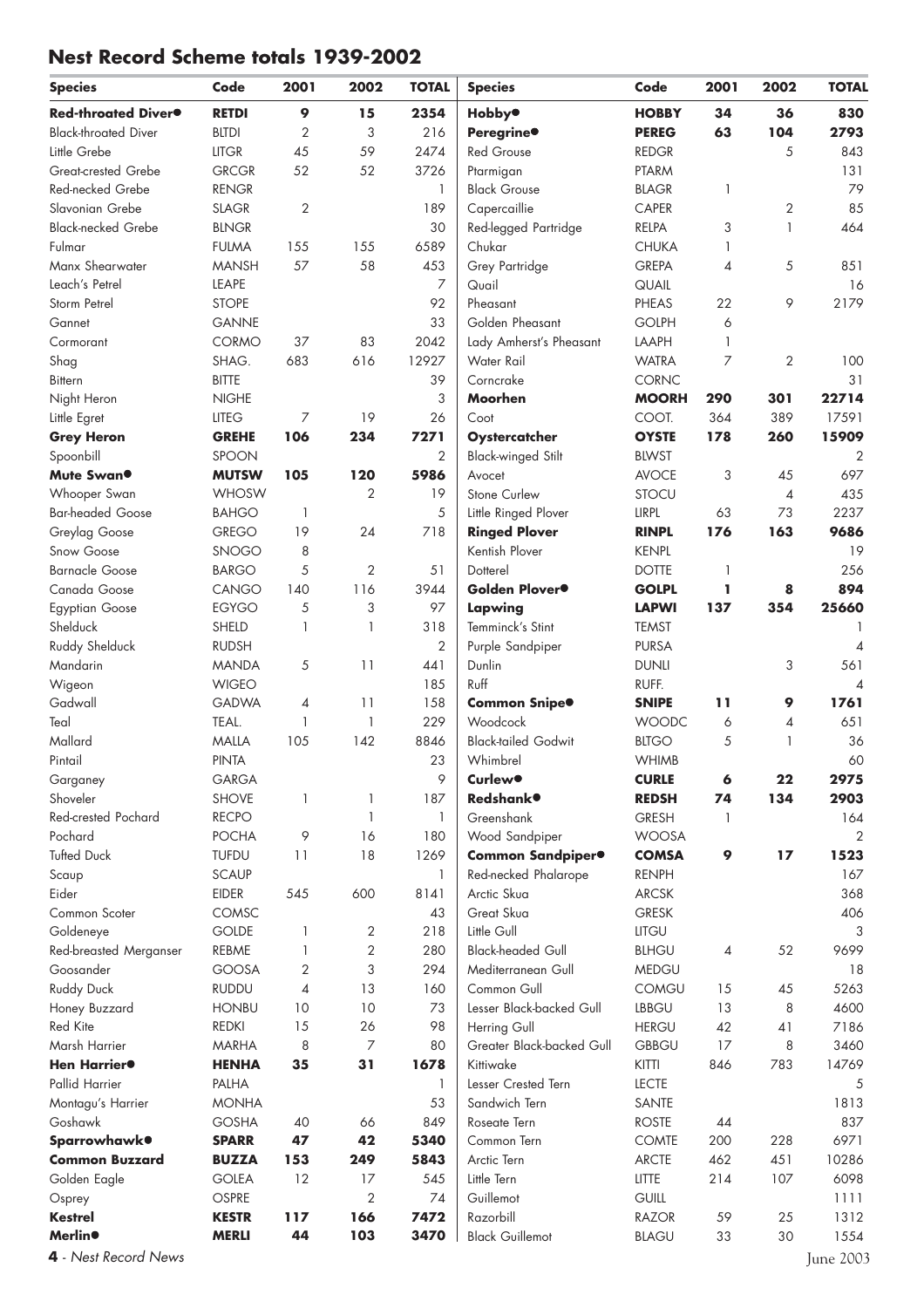## Nest Record Scheme totals 1939-2002

| Species | Code | 2001 | 2002 | TOTAL |
|---|---|---|---|---|
| **Red-throated Diver●** | **RETDI** | **9** | **15** | **2354** |
| Black-throated Diver | BLTDI | 2 | 3 | 216 |
| Little Grebe | LITGR | 45 | 59 | 2474 |
| Great-crested Grebe | GRCGR | 52 | 52 | 3726 |
| Red-necked Grebe | RENGR | | | 1 |
| Slavonian Grebe | SLAGR | 2 | | 189 |
| Black-necked Grebe | BLNGR | | | 30 |
| Fulmar | FULMA | 155 | 155 | 6589 |
| Manx Shearwater | MANSH | 57 | 58 | 453 |
| Leach's Petrel | LEAPE | | | 7 |
| Storm Petrel | STOPE | | | 92 |
| Gannet | GANNE | | | 33 |
| Cormorant | CORMO | 37 | 83 | 2042 |
| Shag | SHAG. | 683 | 616 | 12927 |
| Bittern | BITTE | | | 39 |
| Night Heron | NIGHE | | | 3 |
| Little Egret | LITEG | 7 | 19 | 26 |
| **Grey Heron** | **GREHE** | **106** | **234** | **7271** |
| Spoonbill | SPOON | | | 2 |
| **Mute Swan●** | **MUTSW** | **105** | **120** | **5986** |
| Whooper Swan | WHOSW | | 2 | 19 |
| Bar-headed Goose | BAHGO | 1 | | 5 |
| Greylag Goose | GREGO | 19 | 24 | 718 |
| Snow Goose | SNOGO | 8 | | |
| Barnacle Goose | BARGO | 5 | 2 | 51 |
| Canada Goose | CANGO | 140 | 116 | 3944 |
| Egyptian Goose | EGYGO | 5 | 3 | 97 |
| Shelduck | SHELD | 1 | 1 | 318 |
| Ruddy Shelduck | RUDSH | | | 2 |
| Mandarin | MANDA | 5 | 11 | 441 |
| Wigeon | WIGEO | | | 185 |
| Gadwall | GADWA | 4 | 11 | 158 |
| Teal | TEAL. | 1 | 1 | 229 |
| Mallard | MALLA | 105 | 142 | 8846 |
| Pintail | PINTA | | | 23 |
| Garganey | GARGA | | | 9 |
| Shoveler | SHOVE | 1 | 1 | 187 |
| Red-crested Pochard | RECPO | | 1 | 1 |
| Pochard | POCHA | 9 | 16 | 180 |
| Tufted Duck | TUFDU | 11 | 18 | 1269 |
| Scaup | SCAUP | | | 1 |
| Eider | EIDER | 545 | 600 | 8141 |
| Common Scoter | COMSC | | | 43 |
| Goldeneye | GOLDE | 1 | 2 | 218 |
| Red-breasted Merganser | REBME | 1 | 2 | 280 |
| Goosander | GOOSA | 2 | 3 | 294 |
| Ruddy Duck | RUDDU | 4 | 13 | 160 |
| Honey Buzzard | HONBU | 10 | 10 | 73 |
| Red Kite | REDKI | 15 | 26 | 98 |
| Marsh Harrier | MARHA | 8 | 7 | 80 |
| **Hen Harrier●** | **HENHA** | **35** | **31** | **1678** |
| Pallid Harrier | PALHA | | | 1 |
| Montagu's Harrier | MONHA | | | 53 |
| Goshawk | GOSHA | 40 | 66 | 849 |
| **Sparrowhawk●** | **SPARR** | **47** | **42** | **5340** |
| **Common Buzzard** | **BUZZA** | **153** | **249** | **5843** |
| Golden Eagle | GOLEA | 12 | 17 | 545 |
| Osprey | OSPRE | | 2 | 74 |
| **Kestrel** | **KESTR** | **117** | **166** | **7472** |
| **Merlin●** | **MERLI** | **44** | **103** | **3470** |
| **Hobby●** | **HOBBY** | **34** | **36** | **830** |
| **Peregrine●** | **PEREG** | **63** | **104** | **2793** |
| Red Grouse | REDGR | | 5 | 843 |
| Ptarmigan | PTARM | | | 131 |
| Black Grouse | BLAGR | 1 | | 79 |
| Capercaillie | CAPER | | 2 | 85 |
| Red-legged Partridge | RELPA | 3 | 1 | 464 |
| Chukar | CHUKA | 1 | | |
| Grey Partridge | GREPA | 4 | 5 | 851 |
| Quail | QUAIL | | | 16 |
| Pheasant | PHEAS | 22 | 9 | 2179 |
| Golden Pheasant | GOLPH | 6 | | |
| Lady Amherst's Pheasant | LAAPH | 1 | | |
| Water Rail | WATRA | 7 | 2 | 100 |
| Corncrake | CORNC | | | 31 |
| **Moorhen** | **MOORH** | **290** | **301** | **22714** |
| Coot | COOT. | 364 | 389 | 17591 |
| **Oystercatcher** | **OYSTE** | **178** | **260** | **15909** |
| Black-winged Stilt | BLWST | | | 2 |
| Avocet | AVOCE | 3 | 45 | 697 |
| Stone Curlew | STOCU | | 4 | 435 |
| Little Ringed Plover | LIRPL | 63 | 73 | 2237 |
| **Ringed Plover** | **RINPL** | **176** | **163** | **9686** |
| Kentish Plover | KENPL | | | 19 |
| Dotterel | DOTTE | 1 | | 256 |
| **Golden Plover●** | **GOLPL** | **1** | **8** | **894** |
| **Lapwing** | **LAPWI** | **137** | **354** | **25660** |
| Temminck's Stint | TEMST | | | 1 |
| Purple Sandpiper | PURSA | | | 4 |
| Dunlin | DUNLI | | 3 | 561 |
| Ruff | RUFF. | | | 4 |
| **Common Snipe●** | **SNIPE** | **11** | **9** | **1761** |
| Woodcock | WOODC | 6 | 4 | 651 |
| Black-tailed Godwit | BLTGO | 5 | 1 | 36 |
| Whimbrel | WHIMB | | | 60 |
| **Curlew●** | **CURLE** | **6** | **22** | **2975** |
| **Redshank●** | **REDSH** | **74** | **134** | **2903** |
| Greenshank | GRESH | 1 | | 164 |
| Wood Sandpiper | WOOSA | | | 2 |
| **Common Sandpiper●** | **COMSA** | **9** | **17** | **1523** |
| Red-necked Phalarope | RENPH | | | 167 |
| Arctic Skua | ARCSK | | | 368 |
| Great Skua | GRESK | | | 406 |
| Little Gull | LITGU | | | 3 |
| Black-headed Gull | BLHGU | 4 | 52 | 9699 |
| Mediterranean Gull | MEDGU | | | 18 |
| Common Gull | COMGU | 15 | 45 | 5263 |
| Lesser Black-backed Gull | LBBGU | 13 | 8 | 4600 |
| Herring Gull | HERGU | 42 | 41 | 7186 |
| Greater Black-backed Gull | GBBGU | 17 | 8 | 3460 |
| Kittiwake | KITTI | 846 | 783 | 14769 |
| Lesser Crested Tern | LECTE | | | 5 |
| Sandwich Tern | SANTE | | | 1813 |
| Roseate Tern | ROSTE | 44 | | 837 |
| Common Tern | COMTE | 200 | 228 | 6971 |
| Arctic Tern | ARCTE | 462 | 451 | 10286 |
| Little Tern | LITTE | 214 | 107 | 6098 |
| Guillemot | GUILL | | | 1111 |
| Razorbill | RAZOR | 59 | 25 | 1312 |
| Black Guillemot | BLAGU | 33 | 30 | 1554 |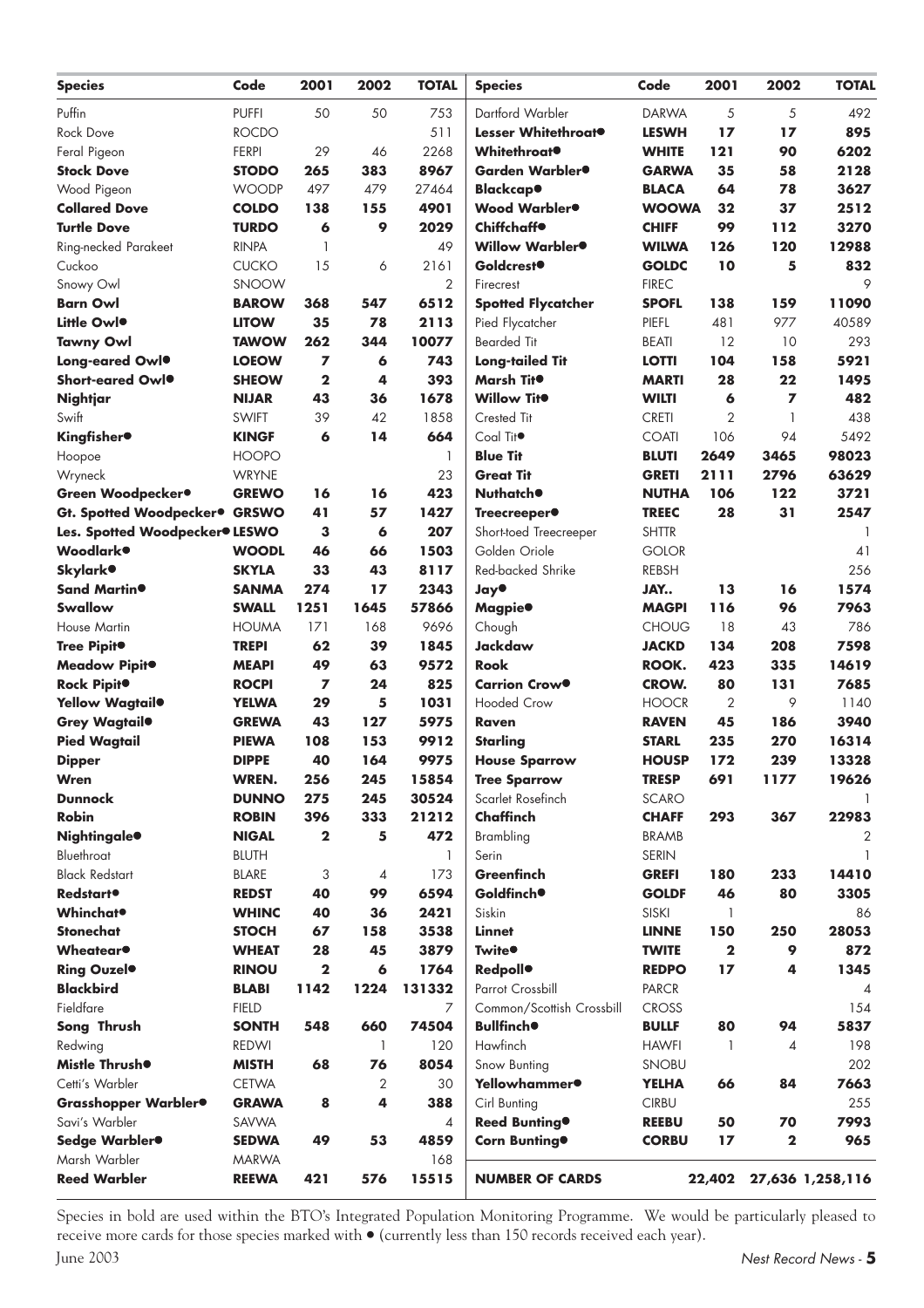| Species | Code | 2001 | 2002 | TOTAL |
|---|---|---|---|---|
| Puffin | PUFFI | 50 | 50 | 753 |
| Rock Dove | ROCDO | | | 511 |
| Feral Pigeon | FERPI | 29 | 46 | 2268 |
| **Stock Dove** | **STODO** | **265** | **383** | **8967** |
| Wood Pigeon | WOODP | 497 | 479 | 27464 |
| **Collared Dove** | **COLDO** | **138** | **155** | **4901** |
| **Turtle Dove** | **TURDO** | **6** | **9** | **2029** |
| Ring-necked Parakeet | RINPA | 1 | | 49 |
| Cuckoo | CUCKO | 15 | 6 | 2161 |
| Snowy Owl | SNOOW | | | 2 |
| **Barn Owl** | **BAROW** | **368** | **547** | **6512** |
| **Little Owl●** | **LITOW** | **35** | **78** | **2113** |
| **Tawny Owl** | **TAWOW** | **262** | **344** | **10077** |
| **Long-eared Owl●** | **LOEOW** | **7** | **6** | **743** |
| **Short-eared Owl●** | **SHEOW** | **2** | **4** | **393** |
| **Nightjar** | **NIJAR** | **43** | **36** | **1678** |
| Swift | SWIFT | 39 | 42 | 1858 |
| **Kingfisher●** | **KINGF** | **6** | **14** | **664** |
| Hoopoe | HOOPO | | | 1 |
| Wryneck | WRYNE | | | 23 |
| **Green Woodpecker●** | **GREWO** | **16** | **16** | **423** |
| **Gt. Spotted Woodpecker●** | **GRSWO** | **41** | **57** | **1427** |
| **Les. Spotted Woodpecker●** | **LESWO** | **3** | **6** | **207** |
| **Woodlark●** | **WOODL** | **46** | **66** | **1503** |
| **Skylark●** | **SKYLA** | **33** | **43** | **8117** |
| **Sand Martin●** | **SANMA** | **274** | **17** | **2343** |
| **Swallow** | **SWALL** | **1251** | **1645** | **57866** |
| House Martin | HOUMA | 171 | 168 | 9696 |
| **Tree Pipit●** | **TREPI** | **62** | **39** | **1845** |
| **Meadow Pipit●** | **MEAPI** | **49** | **63** | **9572** |
| **Rock Pipit●** | **ROCPI** | **7** | **24** | **825** |
| **Yellow Wagtail●** | **YELWA** | **29** | **5** | **1031** |
| **Grey Wagtail●** | **GREWA** | **43** | **127** | **5975** |
| **Pied Wagtail** | **PIEWA** | **108** | **153** | **9912** |
| **Dipper** | **DIPPE** | **40** | **164** | **9975** |
| **Wren** | **WREN.** | **256** | **245** | **15854** |
| **Dunnock** | **DUNNO** | **275** | **245** | **30524** |
| **Robin** | **ROBIN** | **396** | **333** | **21212** |
| **Nightingale●** | **NIGAL** | **2** | **5** | **472** |
| Bluethroat | BLUTH | | | 1 |
| Black Redstart | BLARE | 3 | 4 | 173 |
| **Redstart●** | **REDST** | **40** | **99** | **6594** |
| **Whinchat●** | **WHINC** | **40** | **36** | **2421** |
| **Stonechat** | **STOCH** | **67** | **158** | **3538** |
| **Wheatear●** | **WHEAT** | **28** | **45** | **3879** |
| **Ring Ouzel●** | **RINOU** | **2** | **6** | **1764** |
| **Blackbird** | **BLABI** | **1142** | **1224** | **131332** |
| Fieldfare | FIELD | | | 7 |
| **Song Thrush** | **SONTH** | **548** | **660** | **74504** |
| Redwing | REDWI | | 1 | 120 |
| **Mistle Thrush●** | **MISTH** | **68** | **76** | **8054** |
| Cetti's Warbler | CETWA | | 2 | 30 |
| **Grasshopper Warbler●** | **GRAWA** | **8** | **4** | **388** |
| Savi's Warbler | SAVWA | | | 4 |
| **Sedge Warbler●** | **SEDWA** | **49** | **53** | **4859** |
| Marsh Warbler | MARWA | | | 168 |
| **Reed Warbler** | **REEWA** | **421** | **576** | **15515** |
| Dartford Warbler | DARWA | 5 | 5 | 492 |
| **Lesser Whitethroat●** | **LESWH** | **17** | **17** | **895** |
| **Whitethroat●** | **WHITE** | **121** | **90** | **6202** |
| **Garden Warbler●** | **GARWA** | **35** | **58** | **2128** |
| **Blackcap●** | **BLACA** | **64** | **78** | **3627** |
| **Wood Warbler●** | **WOOWA** | **32** | **37** | **2512** |
| **Chiffchaff●** | **CHIFF** | **99** | **112** | **3270** |
| **Willow Warbler●** | **WILWA** | **126** | **120** | **12988** |
| **Goldcrest●** | **GOLDC** | **10** | **5** | **832** |
| Firecrest | FIREC | | | 9 |
| **Spotted Flycatcher** | **SPOFL** | **138** | **159** | **11090** |
| Pied Flycatcher | PIEFL | 481 | 977 | 40589 |
| Bearded Tit | BEATI | 12 | 10 | 293 |
| **Long-tailed Tit** | **LOTTI** | **104** | **158** | **5921** |
| **Marsh Tit●** | **MARTI** | **28** | **22** | **1495** |
| **Willow Tit●** | **WILTI** | **6** | **7** | **482** |
| Crested Tit | CRETI | 2 | 1 | 438 |
| Coal Tit● | COATI | 106 | 94 | 5492 |
| **Blue Tit** | **BLUTI** | **2649** | **3465** | **98023** |
| **Great Tit** | **GRETI** | **2111** | **2796** | **63629** |
| **Nuthatch●** | **NUTHA** | **106** | **122** | **3721** |
| **Treecreeper●** | **TREEC** | **28** | **31** | **2547** |
| Short-toed Treecreeper | SHTTR | | | 1 |
| Golden Oriole | GOLOR | | | 41 |
| Red-backed Shrike | REBSH | | | 256 |
| **Jay●** | **JAY..** | **13** | **16** | **1574** |
| **Magpie●** | **MAGPI** | **116** | **96** | **7963** |
| Chough | CHOUG | 18 | 43 | 786 |
| **Jackdaw** | **JACKD** | **134** | **208** | **7598** |
| **Rook** | **ROOK.** | **423** | **335** | **14619** |
| **Carrion Crow●** | **CROW.** | **80** | **131** | **7685** |
| Hooded Crow | HOOCR | 2 | 9 | 1140 |
| **Raven** | **RAVEN** | **45** | **186** | **3940** |
| **Starling** | **STARL** | **235** | **270** | **16314** |
| **House Sparrow** | **HOUSP** | **172** | **239** | **13328** |
| **Tree Sparrow** | **TRESP** | **691** | **1177** | **19626** |
| Scarlet Rosefinch | SCARO | | | 1 |
| **Chaffinch** | **CHAFF** | **293** | **367** | **22983** |
| Brambling | BRAMB | | | 2 |
| Serin | SERIN | | | 1 |
| **Greenfinch** | **GREFI** | **180** | **233** | **14410** |
| **Goldfinch●** | **GOLDF** | **46** | **80** | **3305** |
| Siskin | SISKI | 1 | | 86 |
| **Linnet** | **LINNE** | **150** | **250** | **28053** |
| **Twite●** | **TWITE** | **2** | **9** | **872** |
| **Redpoll●** | **REDPO** | **17** | **4** | **1345** |
| Parrot Crossbill | PARCR | | | 4 |
| Common/Scottish Crossbill | CROSS | | | 154 |
| **Bullfinch●** | **BULLF** | **80** | **94** | **5837** |
| Hawfinch | HAWFI | 1 | 4 | 198 |
| Snow Bunting | SNOBU | | | 202 |
| **Yellowhammer●** | **YELHA** | **66** | **84** | **7663** |
| Cirl Bunting | CIRBU | | | 255 |
| **Reed Bunting●** | **REEBU** | **50** | **70** | **7993** |
| **Corn Bunting●** | **CORBU** | **17** | **2** | **965** |
| **NUMBER OF CARDS** | | **22,402** | **27,636** | **1,258,116** |

Species in bold are used within the BTO's Integrated Population Monitoring Programme. We would be particularly pleased to receive more cards for those species marked with ● (currently less than 150 records received each year).

June 2003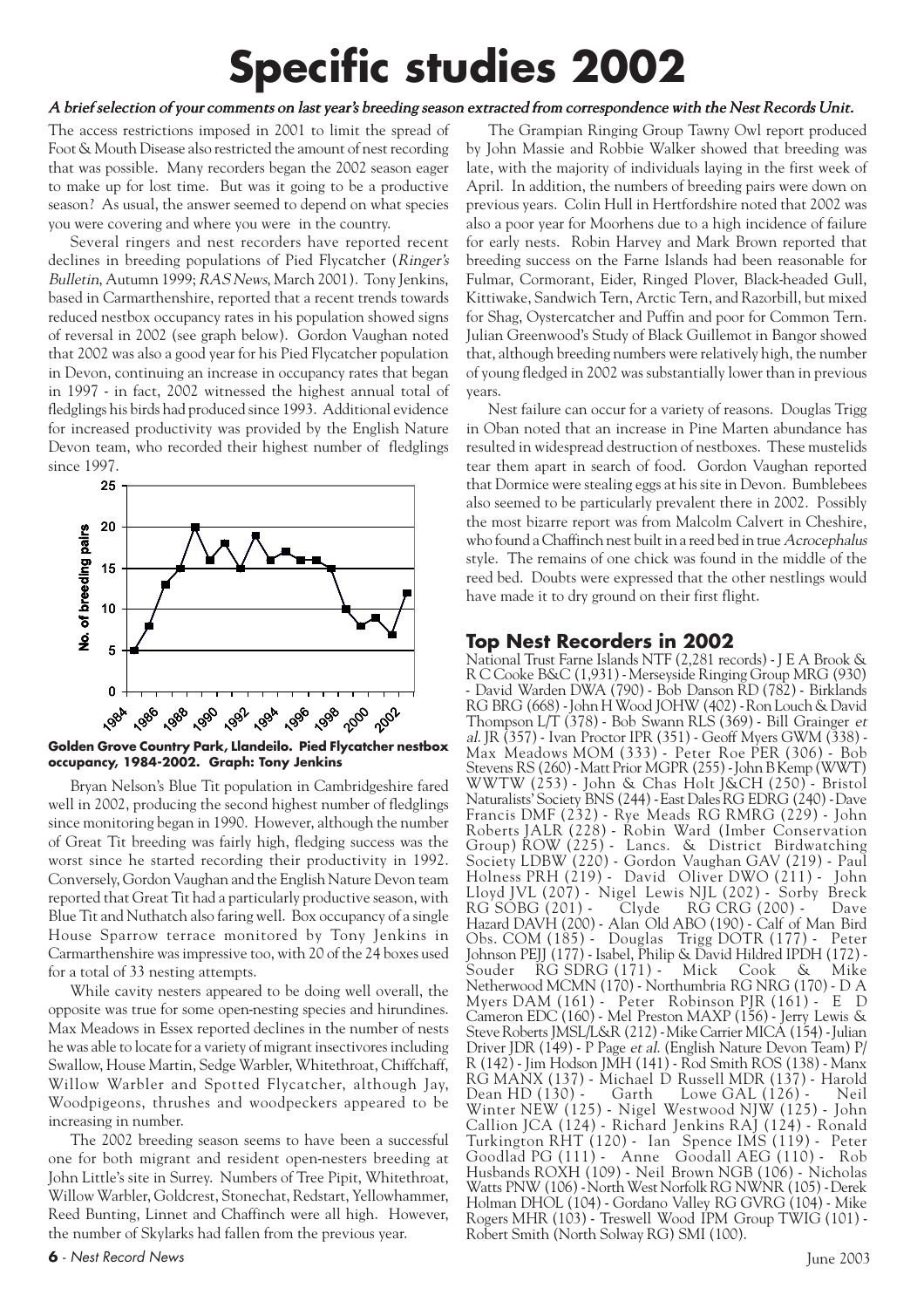# Specific studies 2002

*A brief selection of your comments on last year's breeding season extracted from correspondence with the Nest Records Unit.*

The access restrictions imposed in 2001 to limit the spread of Foot & Mouth Disease also restricted the amount of nest recording that was possible. Many recorders began the 2002 season eager to make up for lost time. But was it going to be a productive season? As usual, the answer seemed to depend on what species you were covering and where you were in the country.

Several ringers and nest recorders have reported recent declines in breeding populations of Pied Flycatcher (*Ringer's Bulletin*, Autumn 1999; *RAS News*, March 2001). Tony Jenkins, based in Carmarthenshire, reported that a recent trends towards reduced nestbox occupancy rates in his population showed signs of reversal in 2002 (see graph below). Gordon Vaughan noted that 2002 was also a good year for his Pied Flycatcher population in Devon, continuing an increase in occupancy rates that began in 1997 - in fact, 2002 witnessed the highest annual total of fledglings his birds had produced since 1993. Additional evidence for increased productivity was provided by the English Nature Devon team, who recorded their highest number of fledglings since 1997.

**Golden Grove Country Park, Llandeilo. Pied Flycatcher nestbox occupancy, 1984-2002. Graph: Tony Jenkins**

Bryan Nelson's Blue Tit population in Cambridgeshire fared well in 2002, producing the second highest number of fledglings since monitoring began in 1990. However, although the number of Great Tit breeding was fairly high, fledging success was the worst since he started recording their productivity in 1992. Conversely, Gordon Vaughan and the English Nature Devon team reported that Great Tit had a particularly productive season, with Blue Tit and Nuthatch also faring well. Box occupancy of a single House Sparrow terrace monitored by Tony Jenkins in Carmarthenshire was impressive too, with 20 of the 24 boxes used for a total of 33 nesting attempts.

While cavity nesters appeared to be doing well overall, the opposite was true for some open-nesting species and hirundines. Max Meadows in Essex reported declines in the number of nests he was able to locate for a variety of migrant insectivores including Swallow, House Martin, Sedge Warbler, Whitethroat, Chiffchaff, Willow Warbler and Spotted Flycatcher, although Jay, Woodpigeons, thrushes and woodpeckers appeared to be increasing in number.

The 2002 breeding season seems to have been a successful one for both migrant and resident open-nesters breeding at John Little's site in Surrey. Numbers of Tree Pipit, Whitethroat, Willow Warbler, Goldcrest, Stonechat, Redstart, Yellowhammer, Reed Bunting, Linnet and Chaffinch were all high. However, the number of Skylarks had fallen from the previous year.

The Grampian Ringing Group Tawny Owl report produced by John Massie and Robbie Walker showed that breeding was late, with the majority of individuals laying in the first week of April. In addition, the numbers of breeding pairs were down on previous years. Colin Hull in Hertfordshire noted that 2002 was also a poor year for Moorhens due to a high incidence of failure for early nests. Robin Harvey and Mark Brown reported that breeding success on the Farne Islands had been reasonable for Fulmar, Cormorant, Eider, Ringed Plover, Black-headed Gull, Kittiwake, Sandwich Tern, Arctic Tern, and Razorbill, but mixed for Shag, Oystercatcher and Puffin and poor for Common Tern. Julian Greenwood's Study of Black Guillemot in Bangor showed that, although breeding numbers were relatively high, the number of young fledged in 2002 was substantially lower than in previous years.

Nest failure can occur for a variety of reasons. Douglas Trigg in Oban noted that an increase in Pine Marten abundance has resulted in widespread destruction of nestboxes. These mustelids tear them apart in search of food. Gordon Vaughan reported that Dormice were stealing eggs at his site in Devon. Bumblebees also seemed to be particularly prevalent there in 2002. Possibly the most bizarre report was from Malcolm Calvert in Cheshire, who found a Chaffinch nest built in a reed bed in true *Acrocephalus* style. The remains of one chick was found in the middle of the reed bed. Doubts were expressed that the other nestlings would have made it to dry ground on their first flight.

## Top Nest Recorders in 2002

National Trust Farne Islands NTF (2,281 records) - J E A Brook & R C Cooke B&C (1,931) - Merseyside Ringing Group MRG (930) - David Warden DWA (790) - Bob Danson RD (782) - Birklands RG BRG (668) - John H Wood JOHW (402) - Ron Louch & David Thompson L/T (378) - Bob Swann RLS (369) - Bill Grainger *et al.* JR (357) - Ivan Proctor IPR (351) - Geoff Myers GWM (338) - Max Meadows MOM (333) - Peter Roe PER (306) - Bob Stevens RS (260) - Matt Prior MGPR (255) - John B Kemp (WWT) WWTW (253) - John & Chas Holt J&CH (250) - Bristol Naturalists' Society BNS (244) - East Dales RG EDRG (240) - Dave Francis DMF (232) - Rye Meads RG RMRG (229) - John Roberts JALR (228) - Robin Ward (Imber Conservation Group) ROW (225) - Lancs. & District Birdwatching Society LDBW (220) - Gordon Vaughan GAV (219) - Paul Holness PRH (219) - David Oliver DWO (211) - John Lloyd JVL (207) - Nigel Lewis NJL (202) - Sorby Breck RG SOBG (201) - Clyde RG CRG (200) - Dave Hazard DAVH (200) - Alan Old ABO (190) - Calf of Man Bird Obs. COM (185) - Douglas Trigg DOTR (177) - Peter Johnson PEJJ (177) - Isabel, Philip & David Hildred IPDH (172) - Souder RG SDRG (171) - Mick Cook & Mike Netherwood MCMN (170) - Northumbria RG NRG (170) - D A Myers DAM (161) - Peter Robinson PJR (161) - E D Cameron EDC (160) - Mel Preston MAXP (156) - Jerry Lewis & Steve Roberts JMSL/L&R (212) - Mike Carrier MICA (154) - Julian Driver JDR (149) - P Page *et al.* (English Nature Devon Team) P/R (142) - Jim Hodson JMH (141) - Rod Smith ROS (138) - Manx RG MANX (137) - Michael D Russell MDR (137) - Harold Dean HD (130) - Garth Lowe GAL (126) - Neil Winter NEW (125) - Nigel Westwood NJW (125) - John Callion JCA (124) - Richard Jenkins RAJ (124) - Ronald Turkington RHT (120) - Ian Spence IMS (119) - Peter Goodlad PG (111) - Anne Goodall AEG (110) - Rob Husbands ROXH (109) - Neil Brown NGB (106) - Nicholas Watts PNW (106) - North West Norfolk RG NWNR (105) - Derek Holman DHOL (104) - Gordano Valley RG GVRG (104) - Mike Rogers MHR (103) - Treswell Wood IPM Group TWIG (101) - Robert Smith (North Solway RG) SMI (100).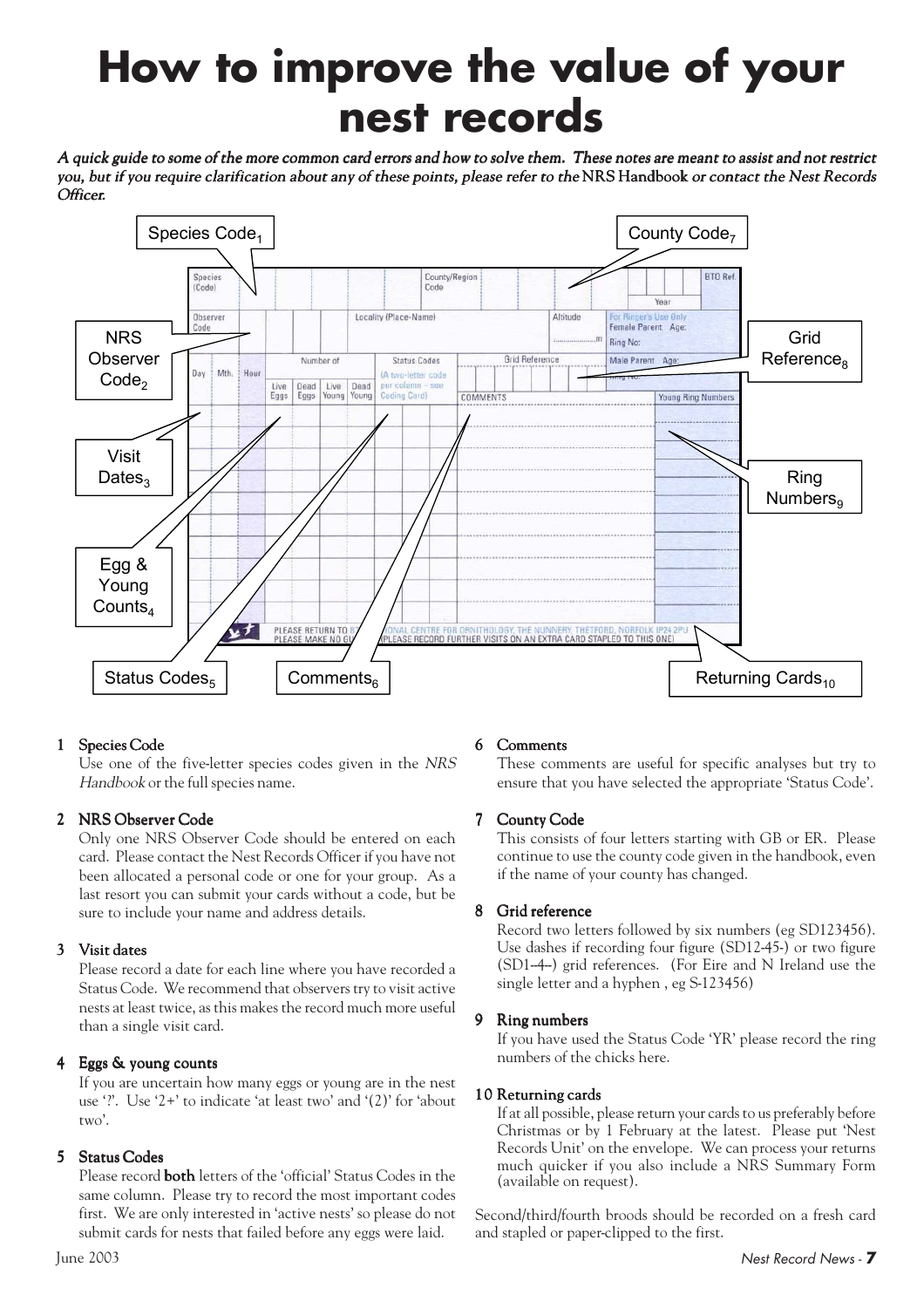# How to improve the value of your nest records

*A quick guide to some of the more common card errors and how to solve them. These notes are meant to assist and not restrict you, but if you require clarification about any of these points, please refer to the* NRS Handbook *or contact the Nest Records Officer.*

### 1 Species Code

Use one of the five-letter species codes given in the *NRS Handbook* or the full species name.

### 2 NRS Observer Code

Only one NRS Observer Code should be entered on each card. Please contact the Nest Records Officer if you have not been allocated a personal code or one for your group. As a last resort you can submit your cards without a code, but be sure to include your name and address details.

### 3 Visit dates

Please record a date for each line where you have recorded a Status Code. We recommend that observers try to visit active nests at least twice, as this makes the record much more useful than a single visit card.

### 4 Eggs & young counts

If you are uncertain how many eggs or young are in the nest use '?'. Use '2+' to indicate 'at least two' and '(2)' for 'about two'.

### 5 Status Codes

Please record **both** letters of the 'official' Status Codes in the same column. Please try to record the most important codes first. We are only interested in 'active nests' so please do not submit cards for nests that failed before any eggs were laid.

### 6 Comments

These comments are useful for specific analyses but try to ensure that you have selected the appropriate 'Status Code'.

### 7 County Code

This consists of four letters starting with GB or ER. Please continue to use the county code given in the handbook, even if the name of your county has changed.

### 8 Grid reference

Record two letters followed by six numbers (eg SD123456). Use dashes if recording four figure (SD12-45-) or two figure (SD1--4--) grid references. (For Eire and N Ireland use the single letter and a hyphen , eg S-123456)

### 9 Ring numbers

If you have used the Status Code 'YR' please record the ring numbers of the chicks here.

### 10 Returning cards

If at all possible, please return your cards to us preferably before Christmas or by 1 February at the latest. Please put 'Nest Records Unit' on the envelope. We can process your returns much quicker if you also include a NRS Summary Form (available on request).

Second/third/fourth broods should be recorded on a fresh card and stapled or paper-clipped to the first.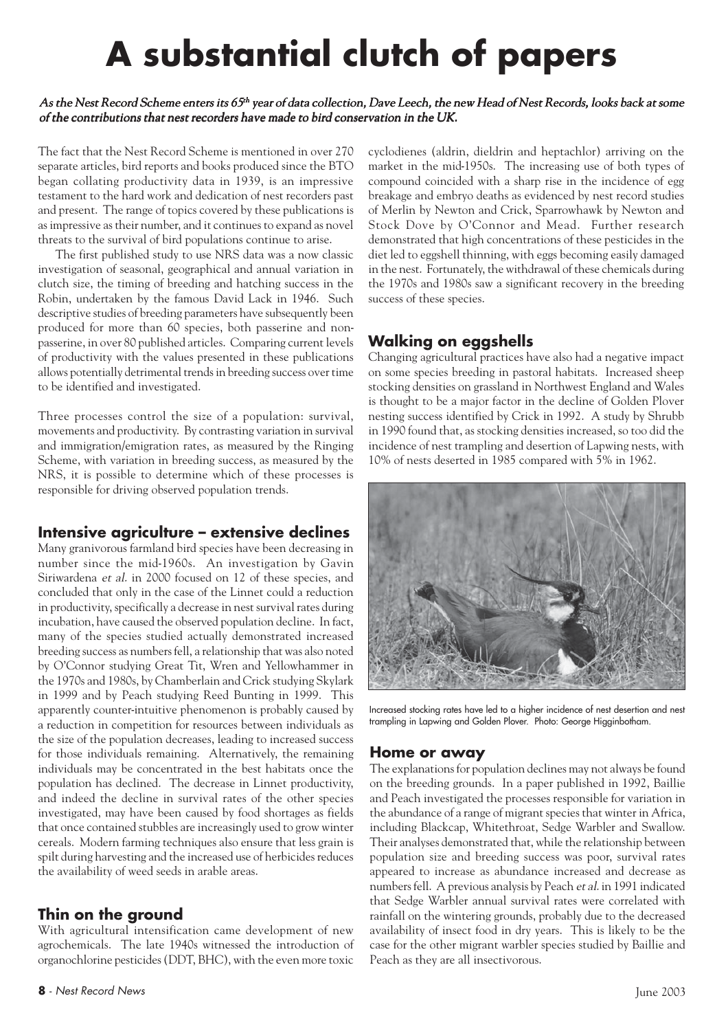# A substantial clutch of papers

*As the Nest Record Scheme enters its 65th year of data collection, Dave Leech, the new Head of Nest Records, looks back at some of the contributions that nest recorders have made to bird conservation in the UK.*

The fact that the Nest Record Scheme is mentioned in over 270 separate articles, bird reports and books produced since the BTO began collating productivity data in 1939, is an impressive testament to the hard work and dedication of nest recorders past and present. The range of topics covered by these publications is as impressive as their number, and it continues to expand as novel threats to the survival of bird populations continue to arise.

The first published study to use NRS data was a now classic investigation of seasonal, geographical and annual variation in clutch size, the timing of breeding and hatching success in the Robin, undertaken by the famous David Lack in 1946. Such descriptive studies of breeding parameters have subsequently been produced for more than 60 species, both passerine and non-passerine, in over 80 published articles. Comparing current levels of productivity with the values presented in these publications allows potentially detrimental trends in breeding success over time to be identified and investigated.

Three processes control the size of a population: survival, movements and productivity. By contrasting variation in survival and immigration/emigration rates, as measured by the Ringing Scheme, with variation in breeding success, as measured by the NRS, it is possible to determine which of these processes is responsible for driving observed population trends.

## Intensive agriculture – extensive declines

Many granivorous farmland bird species have been decreasing in number since the mid-1960s. An investigation by Gavin Siriwardena *et al.* in 2000 focused on 12 of these species, and concluded that only in the case of the Linnet could a reduction in productivity, specifically a decrease in nest survival rates during incubation, have caused the observed population decline. In fact, many of the species studied actually demonstrated increased breeding success as numbers fell, a relationship that was also noted by O'Connor studying Great Tit, Wren and Yellowhammer in the 1970s and 1980s, by Chamberlain and Crick studying Skylark in 1999 and by Peach studying Reed Bunting in 1999. This apparently counter-intuitive phenomenon is probably caused by a reduction in competition for resources between individuals as the size of the population decreases, leading to increased success for those individuals remaining. Alternatively, the remaining individuals may be concentrated in the best habitats once the population has declined. The decrease in Linnet productivity, and indeed the decline in survival rates of the other species investigated, may have been caused by food shortages as fields that once contained stubbles are increasingly used to grow winter cereals. Modern farming techniques also ensure that less grain is spilt during harvesting and the increased use of herbicides reduces the availability of weed seeds in arable areas.

## Thin on the ground

With agricultural intensification came development of new agrochemicals. The late 1940s witnessed the introduction of organochlorine pesticides (DDT, BHC), with the even more toxic cyclodienes (aldrin, dieldrin and heptachlor) arriving on the market in the mid-1950s. The increasing use of both types of compound coincided with a sharp rise in the incidence of egg breakage and embryo deaths as evidenced by nest record studies of Merlin by Newton and Crick, Sparrowhawk by Newton and Stock Dove by O'Connor and Mead. Further research demonstrated that high concentrations of these pesticides in the diet led to eggshell thinning, with eggs becoming easily damaged in the nest. Fortunately, the withdrawal of these chemicals during the 1970s and 1980s saw a significant recovery in the breeding success of these species.

## Walking on eggshells

Changing agricultural practices have also had a negative impact on some species breeding in pastoral habitats. Increased sheep stocking densities on grassland in Northwest England and Wales is thought to be a major factor in the decline of Golden Plover nesting success identified by Crick in 1992. A study by Shrubb in 1990 found that, as stocking densities increased, so too did the incidence of nest trampling and desertion of Lapwing nests, with 10% of nests deserted in 1985 compared with 5% in 1962.

Increased stocking rates have led to a higher incidence of nest desertion and nest trampling in Lapwing and Golden Plover. Photo: George Higginbotham.

## Home or away

The explanations for population declines may not always be found on the breeding grounds. In a paper published in 1992, Baillie and Peach investigated the processes responsible for variation in the abundance of a range of migrant species that winter in Africa, including Blackcap, Whitethroat, Sedge Warbler and Swallow. Their analyses demonstrated that, while the relationship between population size and breeding success was poor, survival rates appeared to increase as abundance increased and decrease as numbers fell. A previous analysis by Peach *et al.* in 1991 indicated that Sedge Warbler annual survival rates were correlated with rainfall on the wintering grounds, probably due to the decreased availability of insect food in dry years. This is likely to be the case for the other migrant warbler species studied by Baillie and Peach as they are all insectivorous.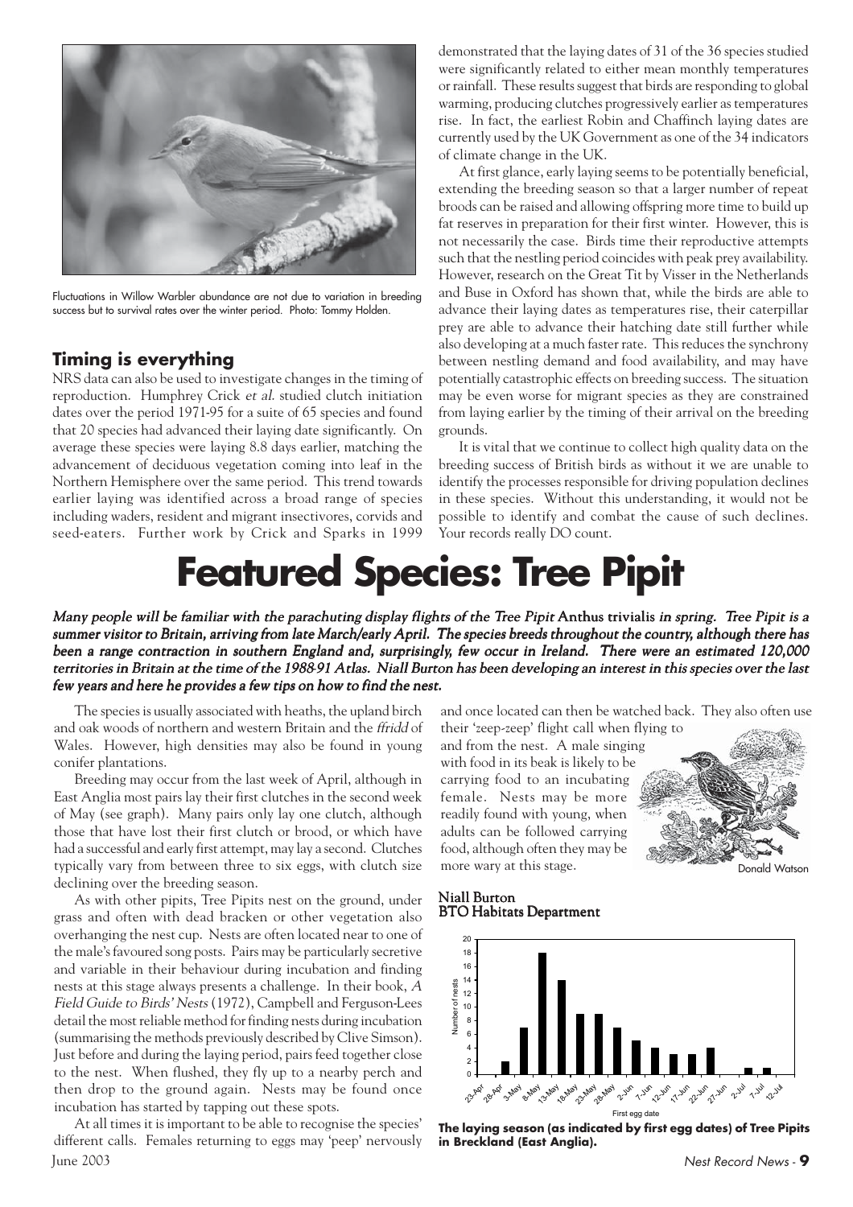Fluctuations in Willow Warbler abundance are not due to variation in breeding success but to survival rates over the winter period. Photo: Tommy Holden.

## Timing is everything

NRS data can also be used to investigate changes in the timing of reproduction. Humphrey Crick *et al.* studied clutch initiation dates over the period 1971-95 for a suite of 65 species and found that 20 species had advanced their laying date significantly. On average these species were laying 8.8 days earlier, matching the advancement of deciduous vegetation coming into leaf in the Northern Hemisphere over the same period. This trend towards earlier laying was identified across a broad range of species including waders, resident and migrant insectivores, corvids and seed-eaters. Further work by Crick and Sparks in 1999 demonstrated that the laying dates of 31 of the 36 species studied were significantly related to either mean monthly temperatures or rainfall. These results suggest that birds are responding to global warming, producing clutches progressively earlier as temperatures rise. In fact, the earliest Robin and Chaffinch laying dates are currently used by the UK Government as one of the 34 indicators of climate change in the UK.

At first glance, early laying seems to be potentially beneficial, extending the breeding season so that a larger number of repeat broods can be raised and allowing offspring more time to build up fat reserves in preparation for their first winter. However, this is not necessarily the case. Birds time their reproductive attempts such that the nestling period coincides with peak prey availability. However, research on the Great Tit by Visser in the Netherlands and Buse in Oxford has shown that, while the birds are able to advance their laying dates as temperatures rise, their caterpillar prey are able to advance their hatching date still further while also developing at a much faster rate. This reduces the synchrony between nestling demand and food availability, and may have potentially catastrophic effects on breeding success. The situation may be even worse for migrant species as they are constrained from laying earlier by the timing of their arrival on the breeding grounds.

It is vital that we continue to collect high quality data on the breeding success of British birds as without it we are unable to identify the processes responsible for driving population declines in these species. Without this understanding, it would not be possible to identify and combat the cause of such declines. Your records really DO count.

# Featured Species: Tree Pipit

***Many people will be familiar with the parachuting display flights of the Tree Pipit* Anthus trivialis *in spring. Tree Pipit is a summer visitor to Britain, arriving from late March/early April. The species breeds throughout the country, although there has been a range contraction in southern England and, surprisingly, few occur in Ireland. There were an estimated 120,000 territories in Britain at the time of the 1988-91 Atlas. Niall Burton has been developing an interest in this species over the last few years and here he provides a few tips on how to find the nest.***

The species is usually associated with heaths, the upland birch and oak woods of northern and western Britain and the *ffridd* of Wales. However, high densities may also be found in young conifer plantations.

Breeding may occur from the last week of April, although in East Anglia most pairs lay their first clutches in the second week of May (see graph). Many pairs only lay one clutch, although those that have lost their first clutch or brood, or which have had a successful and early first attempt, may lay a second. Clutches typically vary from between three to six eggs, with clutch size declining over the breeding season.

As with other pipits, Tree Pipits nest on the ground, under grass and often with dead bracken or other vegetation also overhanging the nest cup. Nests are often located near to one of the male's favoured song posts. Pairs may be particularly secretive and variable in their behaviour during incubation and finding nests at this stage always presents a challenge. In their book, *A Field Guide to Birds' Nests* (1972), Campbell and Ferguson-Lees detail the most reliable method for finding nests during incubation (summarising the methods previously described by Clive Simson). Just before and during the laying period, pairs feed together close to the nest. When flushed, they fly up to a nearby perch and then drop to the ground again. Nests may be found once incubation has started by tapping out these spots.

At all times it is important to be able to recognise the species' different calls. Females returning to eggs may 'peep' nervously and once located can then be watched back. They also often use their 'zeep-zeep' flight call when flying to and from the nest. A male singing with food in its beak is likely to be carrying food to an incubating female. Nests may be more readily found with young, when adults can be followed carrying food, although often they may be more wary at this stage.

Donald Watson

**Niall Burton**
**BTO Habitats Department**

| First egg date | Number of nests |
|---|---|
| 23-Apr | 0 |
| 28-Apr | 2 |
| 3-May | 7 |
| 8-May | 18 |
| 13-May | 14 |
| 18-May | 9 |
| 23-May | 9 |
| 28-May | 7 |
| 2-Jun | 5 |
| 7-Jun | 4 |
| 12-Jun | 3 |
| 17-Jun | 3 |
| 22-Jun | 4 |
| 27-Jun | 0 |
| 2-Jul | 1 |
| 7-Jul | 1 |
| 12-Jul | 0 |

**The laying season (as indicated by first egg dates) of Tree Pipits in Breckland (East Anglia).**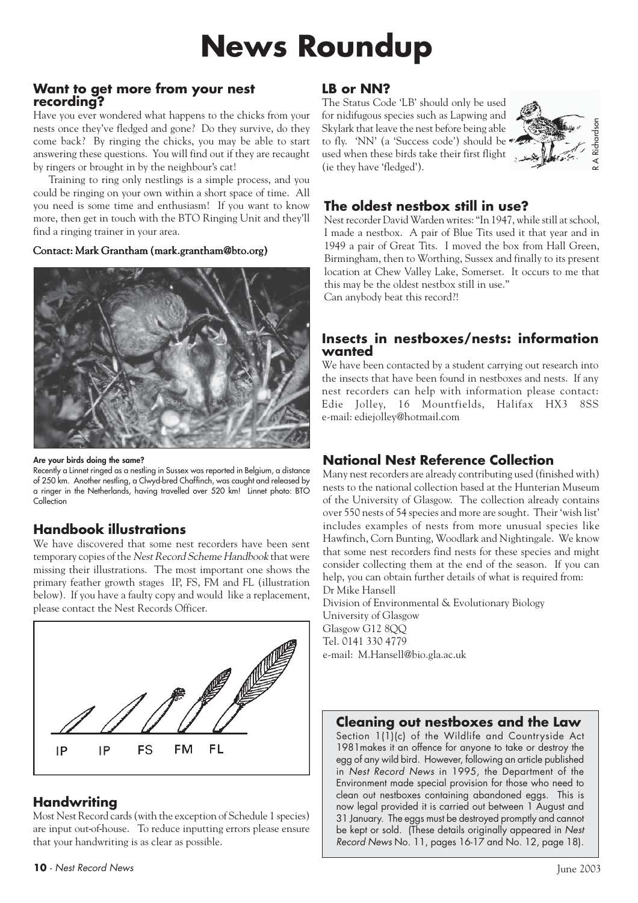# News Roundup

## Want to get more from your nest recording?

Have you ever wondered what happens to the chicks from your nests once they've fledged and gone? Do they survive, do they come back? By ringing the chicks, you may be able to start answering these questions. You will find out if they are recaught by ringers or brought in by the neighbour's cat!

Training to ring only nestlings is a simple process, and you could be ringing on your own within a short space of time. All you need is some time and enthusiasm! If you want to know more, then get in touch with the BTO Ringing Unit and they'll find a ringing trainer in your area.

**Contact: Mark Grantham (mark.grantham@bto.org)**

**Are your birds doing the same?**
Recently a Linnet ringed as a nestling in Sussex was reported in Belgium, a distance of 250 km. Another nestling, a Clwyd-bred Chaffinch, was caught and released by a ringer in the Netherlands, having travelled over 520 km! Linnet photo: BTO Collection

## Handbook illustrations

We have discovered that some nest recorders have been sent temporary copies of the *Nest Record Scheme Handbook* that were missing their illustrations. The most important one shows the primary feather growth stages IP, FS, FM and FL (illustration below). If you have a faulty copy and would like a replacement, please contact the Nest Records Officer.

IP IP FS FM FL

## Handwriting

Most Nest Record cards (with the exception of Schedule 1 species) are input out-of-house. To reduce inputting errors please ensure that your handwriting is as clear as possible.

## LB or NN?

The Status Code 'LB' should only be used for nidifugous species such as Lapwing and Skylark that leave the nest before being able to fly. 'NN' (a 'Success code') should be used when these birds take their first flight (ie they have 'fledged').

R A Richardson

## The oldest nestbox still in use?

Nest recorder David Warden writes: "In 1947, while still at school, I made a nestbox. A pair of Blue Tits used it that year and in 1949 a pair of Great Tits. I moved the box from Hall Green, Birmingham, then to Worthing, Sussex and finally to its present location at Chew Valley Lake, Somerset. It occurs to me that this may be the oldest nestbox still in use."
Can anybody beat this record?!

## Insects in nestboxes/nests: information wanted

We have been contacted by a student carrying out research into the insects that have been found in nestboxes and nests. If any nest recorders can help with information please contact: Edie Jolley, 16 Mountfields, Halifax HX3 8SS
e-mail: ediejolley@hotmail.com

## National Nest Reference Collection

Many nest recorders are already contributing used (finished with) nests to the national collection based at the Hunterian Museum of the University of Glasgow. The collection already contains over 550 nests of 54 species and more are sought. Their 'wish list' includes examples of nests from more unusual species like Hawfinch, Corn Bunting, Woodlark and Nightingale. We know that some nest recorders find nests for these species and might consider collecting them at the end of the season. If you can help, you can obtain further details of what is required from:
Dr Mike Hansell
Division of Environmental & Evolutionary Biology
University of Glasgow
Glasgow G12 8QQ
Tel. 0141 330 4779
e-mail: M.Hansell@bio.gla.ac.uk

## Cleaning out nestboxes and the Law

Section 1(1)(c) of the Wildlife and Countryside Act 1981makes it an offence for anyone to take or destroy the egg of any wild bird. However, following an article published in *Nest Record News* in 1995, the Department of the Environment made special provision for those who need to clean out nestboxes containing abandoned eggs. This is now legal provided it is carried out between 1 August and 31 January. The eggs must be destroyed promptly and cannot be kept or sold. (These details originally appeared in *Nest Record News* No. 11, pages 16-17 and No. 12, page 18).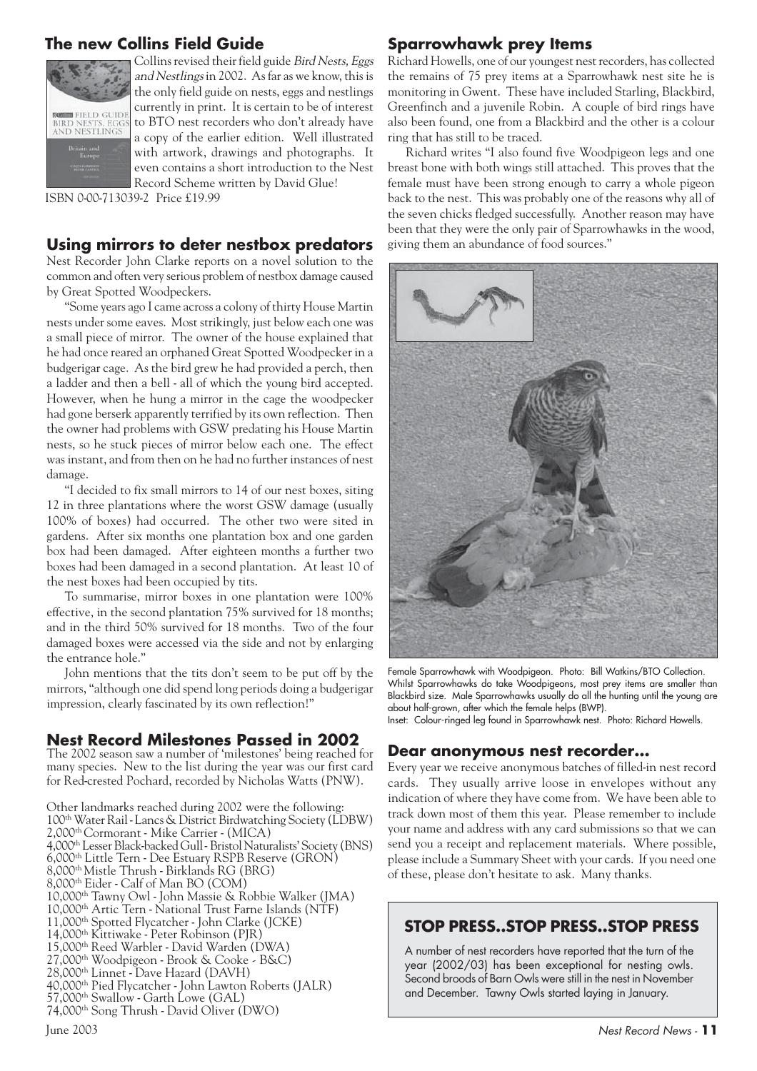## The new Collins Field Guide

Collins revised their field guide *Bird Nests, Eggs and Nestlings* in 2002. As far as we know, this is the only field guide on nests, eggs and nestlings currently in print. It is certain to be of interest to BTO nest recorders who don't already have a copy of the earlier edition. Well illustrated with artwork, drawings and photographs. It even contains a short introduction to the Nest Record Scheme written by David Glue!

ISBN 0-00-713039-2 Price £19.99

## Using mirrors to deter nestbox predators

Nest Recorder John Clarke reports on a novel solution to the common and often very serious problem of nestbox damage caused by Great Spotted Woodpeckers.

"Some years ago I came across a colony of thirty House Martin nests under some eaves. Most strikingly, just below each one was a small piece of mirror. The owner of the house explained that he had once reared an orphaned Great Spotted Woodpecker in a budgerigar cage. As the bird grew he had provided a perch, then a ladder and then a bell - all of which the young bird accepted. However, when he hung a mirror in the cage the woodpecker had gone berserk apparently terrified by its own reflection. Then the owner had problems with GSW predating his House Martin nests, so he stuck pieces of mirror below each one. The effect was instant, and from then on he had no further instances of nest damage.

"I decided to fix small mirrors to 14 of our nest boxes, siting 12 in three plantations where the worst GSW damage (usually 100% of boxes) had occurred. The other two were sited in gardens. After six months one plantation box and one garden box had been damaged. After eighteen months a further two boxes had been damaged in a second plantation. At least 10 of the nest boxes had been occupied by tits.

To summarise, mirror boxes in one plantation were 100% effective, in the second plantation 75% survived for 18 months; and in the third 50% survived for 18 months. Two of the four damaged boxes were accessed via the side and not by enlarging the entrance hole."

John mentions that the tits don't seem to be put off by the mirrors, "although one did spend long periods doing a budgerigar impression, clearly fascinated by its own reflection!"

## Nest Record Milestones Passed in 2002

The 2002 season saw a number of 'milestones' being reached for many species. New to the list during the year was our first card for Red-crested Pochard, recorded by Nicholas Watts (PNW).

Other landmarks reached during 2002 were the following:

- 100th Water Rail - Lancs & District Birdwatching Society (LDBW)
- 2,000th Cormorant - Mike Carrier - (MICA)
- 4,000th Lesser Black-backed Gull - Bristol Naturalists' Society (BNS)
- 6,000th Little Tern - Dee Estuary RSPB Reserve (GRON)
- 8,000th Mistle Thrush - Birklands RG (BRG)
- 8,000th Eider - Calf of Man BO (COM)
- 10,000th Tawny Owl - John Massie & Robbie Walker (JMA)
- 10,000th Artic Tern - National Trust Farne Islands (NTF)
- 11,000th Spotted Flycatcher - John Clarke (JCKE)
- 14,000th Kittiwake - Peter Robinson (PJR)
- 15,000th Reed Warbler - David Warden (DWA)
- 27,000th Woodpigeon - Brook & Cooke - B&C)
- 28,000th Linnet - Dave Hazard (DAVH)
- 40,000th Pied Flycatcher - John Lawton Roberts (JALR)
- 57,000th Swallow - Garth Lowe (GAL)
- 74,000th Song Thrush - David Oliver (DWO)

## Sparrowhawk prey Items

Richard Howells, one of our youngest nest recorders, has collected the remains of 75 prey items at a Sparrowhawk nest site he is monitoring in Gwent. These have included Starling, Blackbird, Greenfinch and a juvenile Robin. A couple of bird rings have also been found, one from a Blackbird and the other is a colour ring that has still to be traced.

Richard writes "I also found five Woodpigeon legs and one breast bone with both wings still attached. This proves that the female must have been strong enough to carry a whole pigeon back to the nest. This was probably one of the reasons why all of the seven chicks fledged successfully. Another reason may have been that they were the only pair of Sparrowhawks in the wood, giving them an abundance of food sources."

Female Sparrowhawk with Woodpigeon. Photo: Bill Watkins/BTO Collection. Whilst Sparrowhawks do take Woodpigeons, most prey items are smaller than Blackbird size. Male Sparrowhawks usually do all the hunting until the young are about half-grown, after which the female helps (BWP).
Inset: Colour-ringed leg found in Sparrowhawk nest. Photo: Richard Howells.

## Dear anonymous nest recorder...

Every year we receive anonymous batches of filled-in nest record cards. They usually arrive loose in envelopes without any indication of where they have come from. We have been able to track down most of them this year. Please remember to include your name and address with any card submissions so that we can send you a receipt and replacement materials. Where possible, please include a Summary Sheet with your cards. If you need one of these, please don't hesitate to ask. Many thanks.

## STOP PRESS..STOP PRESS..STOP PRESS

A number of nest recorders have reported that the turn of the year (2002/03) has been exceptional for nesting owls. Second broods of Barn Owls were still in the nest in November and December. Tawny Owls started laying in January.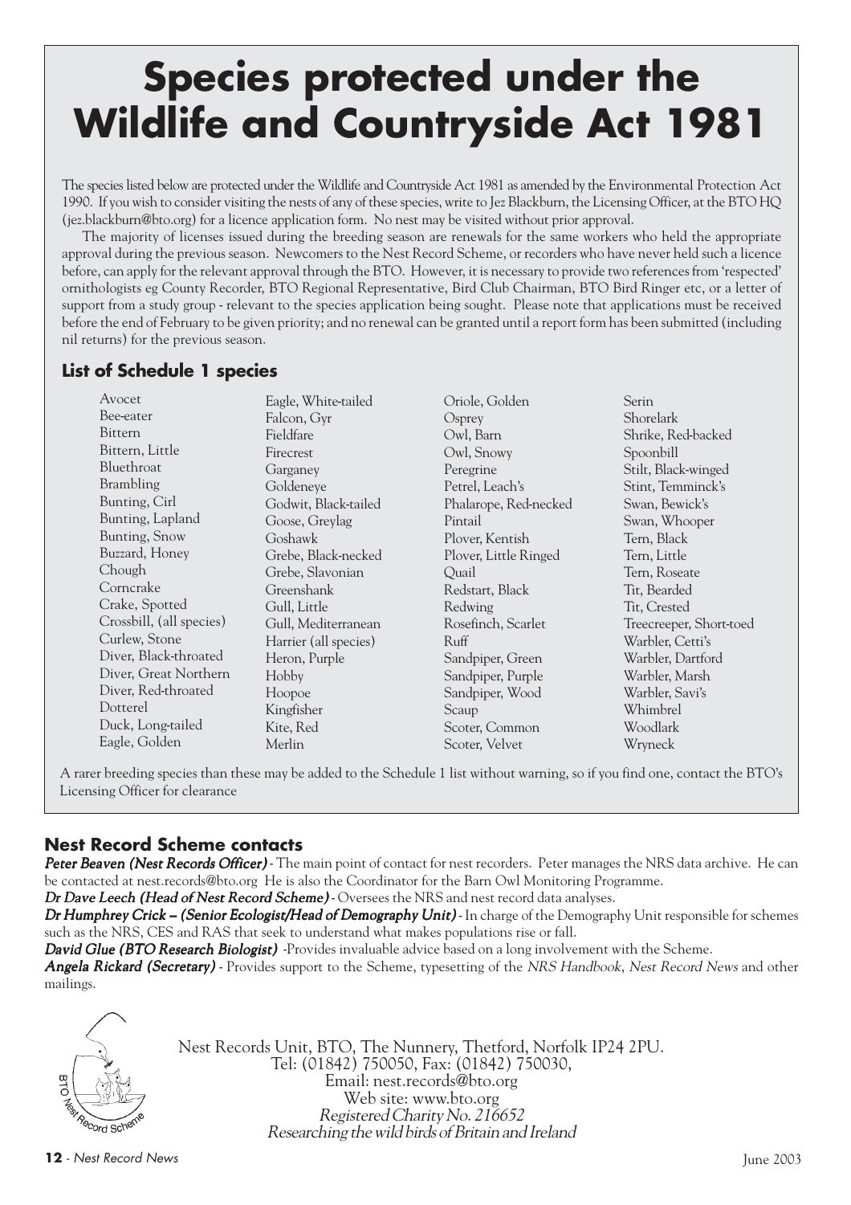# Species protected under the Wildlife and Countryside Act 1981

The species listed below are protected under the Wildlife and Countryside Act 1981 as amended by the Environmental Protection Act 1990. If you wish to consider visiting the nests of any of these species, write to Jez Blackburn, the Licensing Officer, at the BTO HQ (jez.blackburn@bto.org) for a licence application form. No nest may be visited without prior approval.

The majority of licenses issued during the breeding season are renewals for the same workers who held the appropriate approval during the previous season. Newcomers to the Nest Record Scheme, or recorders who have never held such a licence before, can apply for the relevant approval through the BTO. However, it is necessary to provide two references from 'respected' ornithologists eg County Recorder, BTO Regional Representative, Bird Club Chairman, BTO Bird Ringer etc, or a letter of support from a study group - relevant to the species application being sought. Please note that applications must be received before the end of February to be given priority; and no renewal can be granted until a report form has been submitted (including nil returns) for the previous season.

## List of Schedule 1 species

Avocet
Bee-eater
Bittern
Bittern, Little
Bluethroat
Brambling
Bunting, Cirl
Bunting, Lapland
Bunting, Snow
Buzzard, Honey
Chough
Corncrake
Crake, Spotted
Crossbill, (all species)
Curlew, Stone
Diver, Black-throated
Diver, Great Northern
Diver, Red-throated
Dotterel
Duck, Long-tailed
Eagle, Golden
Eagle, White-tailed
Falcon, Gyr
Fieldfare
Firecrest
Garganey
Goldeneye
Godwit, Black-tailed
Goose, Greylag
Goshawk
Grebe, Black-necked
Grebe, Slavonian
Greenshank
Gull, Little
Gull, Mediterranean
Harrier (all species)
Heron, Purple
Hobby
Hoopoe
Kingfisher
Kite, Red
Merlin
Oriole, Golden
Osprey
Owl, Barn
Owl, Snowy
Peregrine
Petrel, Leach's
Phalarope, Red-necked
Pintail
Plover, Kentish
Plover, Little Ringed
Quail
Redstart, Black
Redwing
Rosefinch, Scarlet
Ruff
Sandpiper, Green
Sandpiper, Purple
Sandpiper, Wood
Scaup
Scoter, Common
Scoter, Velvet
Serin
Shorelark
Shrike, Red-backed
Spoonbill
Stilt, Black-winged
Stint, Temminck's
Swan, Bewick's
Swan, Whooper
Tern, Black
Tern, Little
Tern, Roseate
Tit, Bearded
Tit, Crested
Treecreeper, Short-toed
Warbler, Cetti's
Warbler, Dartford
Warbler, Marsh
Warbler, Savi's
Whimbrel
Woodlark
Wryneck

A rarer breeding species than these may be added to the Schedule 1 list without warning, so if you find one, contact the BTO's Licensing Officer for clearance

## Nest Record Scheme contacts

***Peter Beaven (Nest Records Officer)*** - The main point of contact for nest recorders. Peter manages the NRS data archive. He can be contacted at nest.records@bto.org He is also the Coordinator for the Barn Owl Monitoring Programme.

***Dr Dave Leech (Head of Nest Record Scheme)*** - Oversees the NRS and nest record data analyses.

***Dr Humphrey Crick – (Senior Ecologist/Head of Demography Unit)*** - In charge of the Demography Unit responsible for schemes such as the NRS, CES and RAS that seek to understand what makes populations rise or fall.

***David Glue (BTO Research Biologist)*** -Provides invaluable advice based on a long involvement with the Scheme.

***Angela Rickard (Secretary)*** - Provides support to the Scheme, typesetting of the *NRS Handbook*, *Nest Record News* and other mailings.

BTO Nest Record Scheme

Nest Records Unit, BTO, The Nunnery, Thetford, Norfolk IP24 2PU.
Tel: (01842) 750050, Fax: (01842) 750030,
Email: nest.records@bto.org
Web site: www.bto.org
*Registered Charity No. 216652*
*Researching the wild birds of Britain and Ireland*